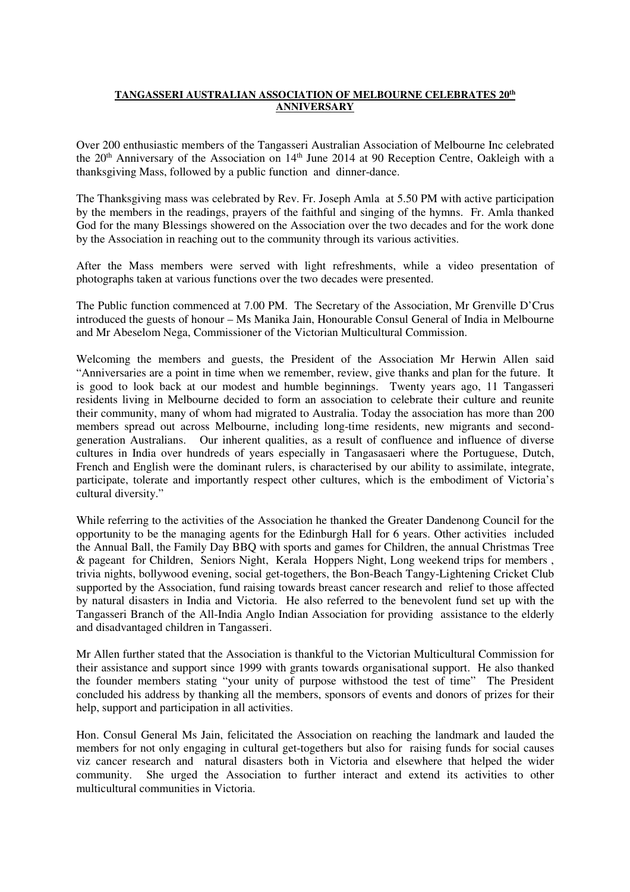**TANGASSERI AUSTRALIAN ASSOCIATION OF MELBOURNE CELEBRATES 20th ANNIVERSARY**

Over 200 enthusiastic members of the Tangasseri Australian Association of Melbourne Inc celebrated the 20th Anniversary of the Association on 14th June 2014 at 90 Reception Centre, Oakleigh with a thanksgiving Mass, followed by a public function and dinner-dance.

The Thanksgiving mass was celebrated by Rev. Fr. Joseph Amla at 5.50 PM with active participation by the members in the readings, prayers of the faithful and singing of the hymns. Fr. Amla thanked God for the many Blessings showered on the Association over the two decades and for the work done by the Association in reaching out to the community through its various activities.

After the Mass members were served with light refreshments, while a video presentation of photographs taken at various functions over the two decades were presented.

The Public function commenced at 7.00 PM. The Secretary of the Association, Mr Grenville D'Crus introduced the guests of honour – Ms Manika Jain, Honourable Consul General of India in Melbourne and Mr Abeselom Nega, Commissioner of the Victorian Multicultural Commission.

Welcoming the members and guests, the President of the Association Mr Herwin Allen said "Anniversaries are a point in time when we remember, review, give thanks and plan for the future. It is good to look back at our modest and humble beginnings. Twenty years ago, 11 Tangasseri residents living in Melbourne decided to form an association to celebrate their culture and reunite their community, many of whom had migrated to Australia. Today the association has more than 200 members spread out across Melbourne, including long-time residents, new migrants and second-generation Australians. Our inherent qualities, as a result of confluence and influence of diverse cultures in India over hundreds of years especially in Tangasasaeri where the Portuguese, Dutch, French and English were the dominant rulers, is characterised by our ability to assimilate, integrate, participate, tolerate and importantly respect other cultures, which is the embodiment of Victoria's cultural diversity."

While referring to the activities of the Association he thanked the Greater Dandenong Council for the opportunity to be the managing agents for the Edinburgh Hall for 6 years. Other activities included the Annual Ball, the Family Day BBQ with sports and games for Children, the annual Christmas Tree & pageant for Children, Seniors Night, Kerala Hoppers Night, Long weekend trips for members , trivia nights, bollywood evening, social get-togethers, the Bon-Beach Tangy-Lightening Cricket Club supported by the Association, fund raising towards breast cancer research and relief to those affected by natural disasters in India and Victoria. He also referred to the benevolent fund set up with the Tangasseri Branch of the All-India Anglo Indian Association for providing assistance to the elderly and disadvantaged children in Tangasseri.

Mr Allen further stated that the Association is thankful to the Victorian Multicultural Commission for their assistance and support since 1999 with grants towards organisational support. He also thanked the founder members stating "your unity of purpose withstood the test of time" The President concluded his address by thanking all the members, sponsors of events and donors of prizes for their help, support and participation in all activities.

Hon. Consul General Ms Jain, felicitated the Association on reaching the landmark and lauded the members for not only engaging in cultural get-togethers but also for raising funds for social causes viz cancer research and natural disasters both in Victoria and elsewhere that helped the wider community. She urged the Association to further interact and extend its activities to other multicultural communities in Victoria.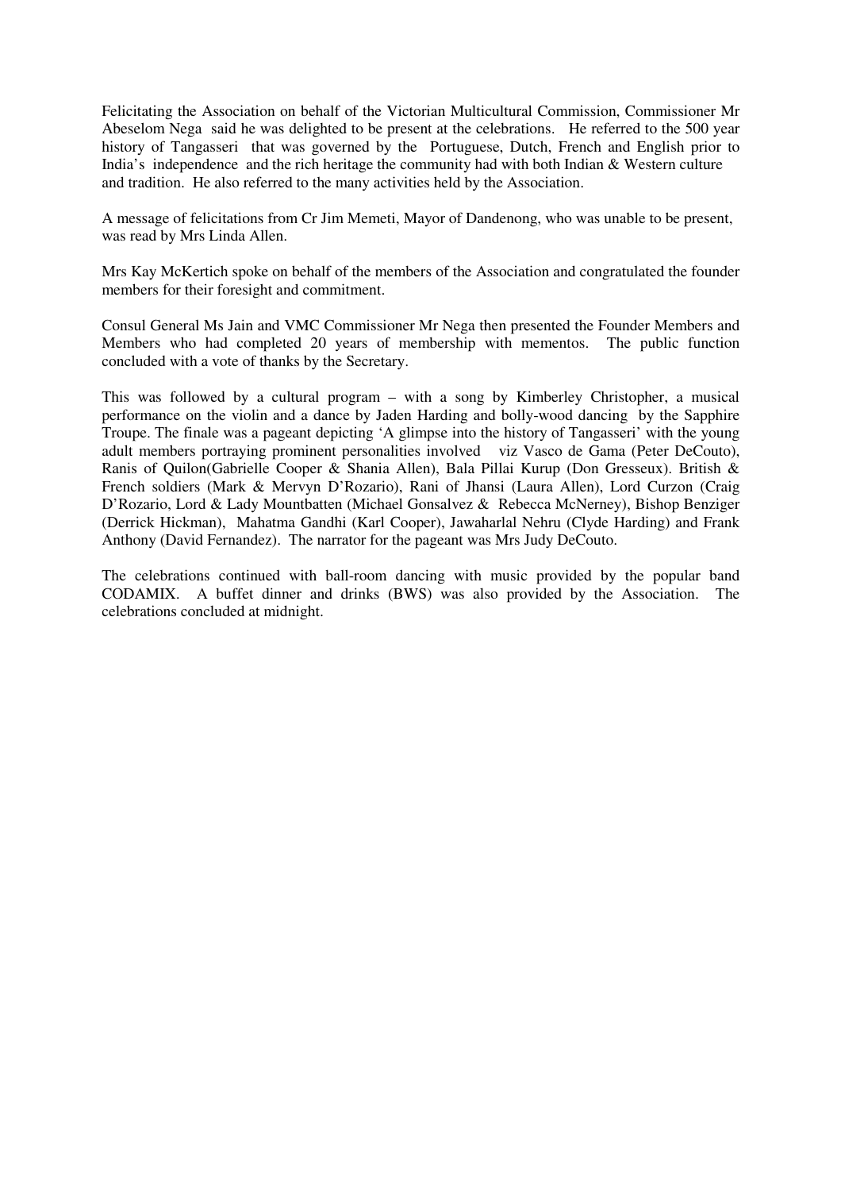Felicitating the Association on behalf of the Victorian Multicultural Commission, Commissioner Mr Abeselom Nega said he was delighted to be present at the celebrations. He referred to the 500 year history of Tangasseri that was governed by the Portuguese, Dutch, French and English prior to India's independence and the rich heritage the community had with both Indian & Western culture and tradition. He also referred to the many activities held by the Association.

A message of felicitations from Cr Jim Memeti, Mayor of Dandenong, who was unable to be present, was read by Mrs Linda Allen.

Mrs Kay McKertich spoke on behalf of the members of the Association and congratulated the founder members for their foresight and commitment.

Consul General Ms Jain and VMC Commissioner Mr Nega then presented the Founder Members and Members who had completed 20 years of membership with mementos. The public function concluded with a vote of thanks by the Secretary.

This was followed by a cultural program – with a song by Kimberley Christopher, a musical performance on the violin and a dance by Jaden Harding and bolly-wood dancing by the Sapphire Troupe. The finale was a pageant depicting 'A glimpse into the history of Tangasseri' with the young adult members portraying prominent personalities involved viz Vasco de Gama (Peter DeCouto), Ranis of Quilon(Gabrielle Cooper & Shania Allen), Bala Pillai Kurup (Don Gresseux). British & French soldiers (Mark & Mervyn D'Rozario), Rani of Jhansi (Laura Allen), Lord Curzon (Craig D'Rozario, Lord & Lady Mountbatten (Michael Gonsalvez & Rebecca McNerney), Bishop Benziger (Derrick Hickman), Mahatma Gandhi (Karl Cooper), Jawaharlal Nehru (Clyde Harding) and Frank Anthony (David Fernandez). The narrator for the pageant was Mrs Judy DeCouto.

The celebrations continued with ball-room dancing with music provided by the popular band CODAMIX. A buffet dinner and drinks (BWS) was also provided by the Association. The celebrations concluded at midnight.